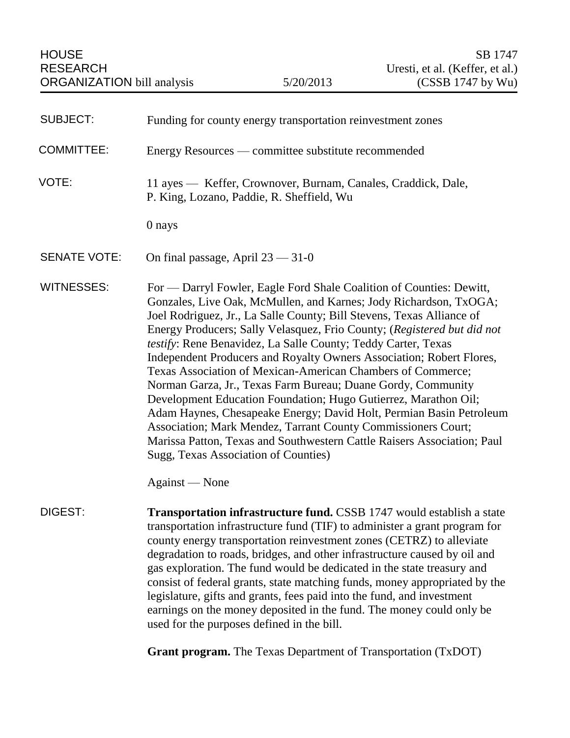HOUSE RESEARCH ORGANIZATION bill analysis — 5/20/2013 — SB 1747 Uresti, et al. (Keffer, et al.) (CSSB 1747 by Wu)

SUBJECT: Funding for county energy transportation reinvestment zones

COMMITTEE: Energy Resources — committee substitute recommended

VOTE: 11 ayes — Keffer, Crownover, Burnam, Canales, Craddick, Dale, P. King, Lozano, Paddie, R. Sheffield, Wu

0 nays

SENATE VOTE: On final passage, April 23 — 31-0

WITNESSES: For — Darryl Fowler, Eagle Ford Shale Coalition of Counties: Dewitt, Gonzales, Live Oak, McMullen, and Karnes; Jody Richardson, TxOGA; Joel Rodriguez, Jr., La Salle County; Bill Stevens, Texas Alliance of Energy Producers; Sally Velasquez, Frio County; (*Registered but did not testify*: Rene Benavidez, La Salle County; Teddy Carter, Texas Independent Producers and Royalty Owners Association; Robert Flores, Texas Association of Mexican-American Chambers of Commerce; Norman Garza, Jr., Texas Farm Bureau; Duane Gordy, Community Development Education Foundation; Hugo Gutierrez, Marathon Oil; Adam Haynes, Chesapeake Energy; David Holt, Permian Basin Petroleum Association; Mark Mendez, Tarrant County Commissioners Court; Marissa Patton, Texas and Southwestern Cattle Raisers Association; Paul Sugg, Texas Association of Counties)

Against — None

DIGEST: **Transportation infrastructure fund.** CSSB 1747 would establish a state transportation infrastructure fund (TIF) to administer a grant program for county energy transportation reinvestment zones (CETRZ) to alleviate degradation to roads, bridges, and other infrastructure caused by oil and gas exploration. The fund would be dedicated in the state treasury and consist of federal grants, state matching funds, money appropriated by the legislature, gifts and grants, fees paid into the fund, and investment earnings on the money deposited in the fund. The money could only be used for the purposes defined in the bill.

**Grant program.** The Texas Department of Transportation (TxDOT)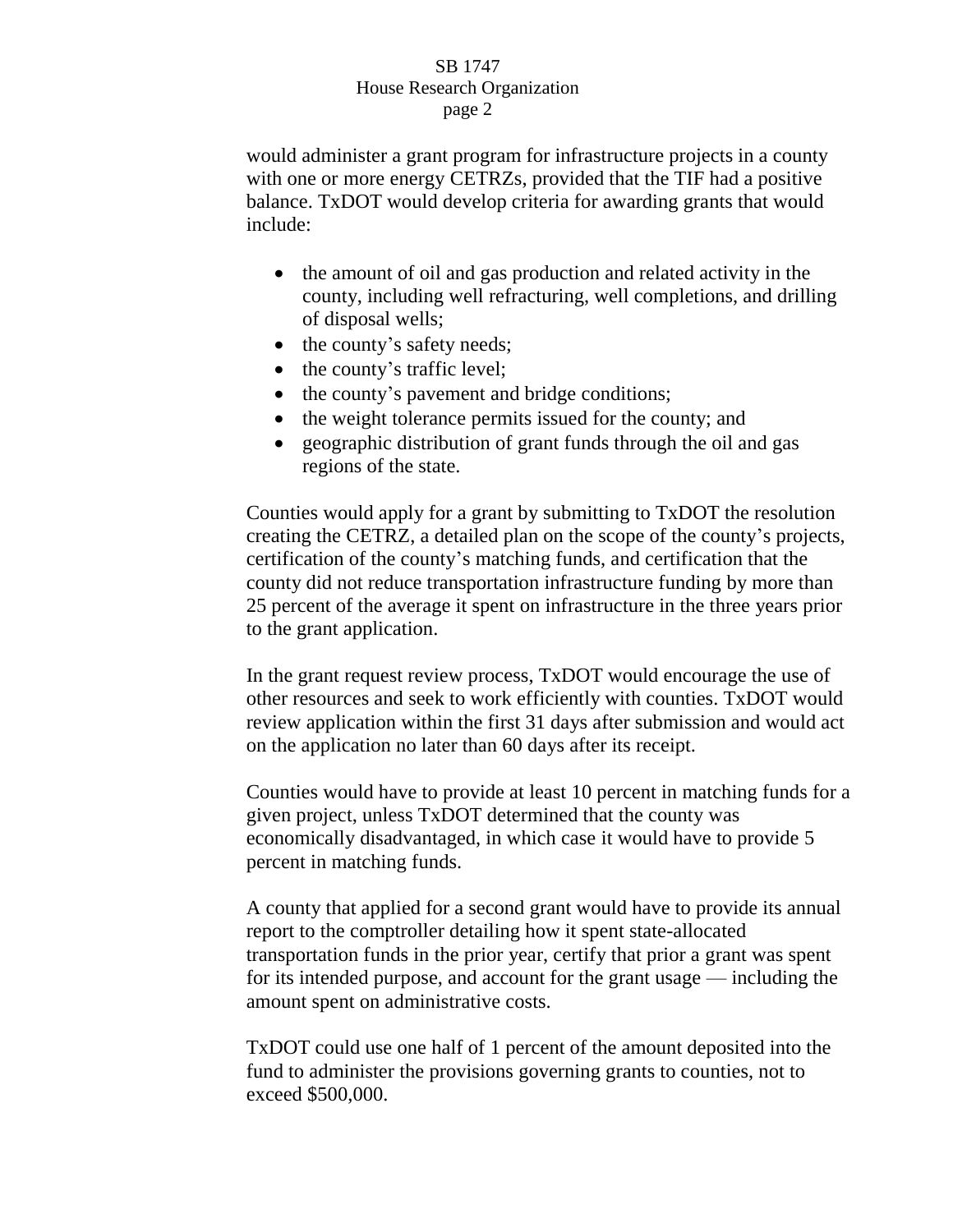would administer a grant program for infrastructure projects in a county with one or more energy CETRZs, provided that the TIF had a positive balance. TxDOT would develop criteria for awarding grants that would include:

- the amount of oil and gas production and related activity in the county, including well refracturing, well completions, and drilling of disposal wells;
- the county's safety needs;
- the county's traffic level;
- the county's pavement and bridge conditions;
- the weight tolerance permits issued for the county; and
- geographic distribution of grant funds through the oil and gas regions of the state.

Counties would apply for a grant by submitting to TxDOT the resolution creating the CETRZ, a detailed plan on the scope of the county's projects, certification of the county's matching funds, and certification that the county did not reduce transportation infrastructure funding by more than 25 percent of the average it spent on infrastructure in the three years prior to the grant application.

In the grant request review process, TxDOT would encourage the use of other resources and seek to work efficiently with counties. TxDOT would review application within the first 31 days after submission and would act on the application no later than 60 days after its receipt.

Counties would have to provide at least 10 percent in matching funds for a given project, unless TxDOT determined that the county was economically disadvantaged, in which case it would have to provide 5 percent in matching funds.

A county that applied for a second grant would have to provide its annual report to the comptroller detailing how it spent state-allocated transportation funds in the prior year, certify that prior a grant was spent for its intended purpose, and account for the grant usage — including the amount spent on administrative costs.

TxDOT could use one half of 1 percent of the amount deposited into the fund to administer the provisions governing grants to counties, not to exceed $500,000.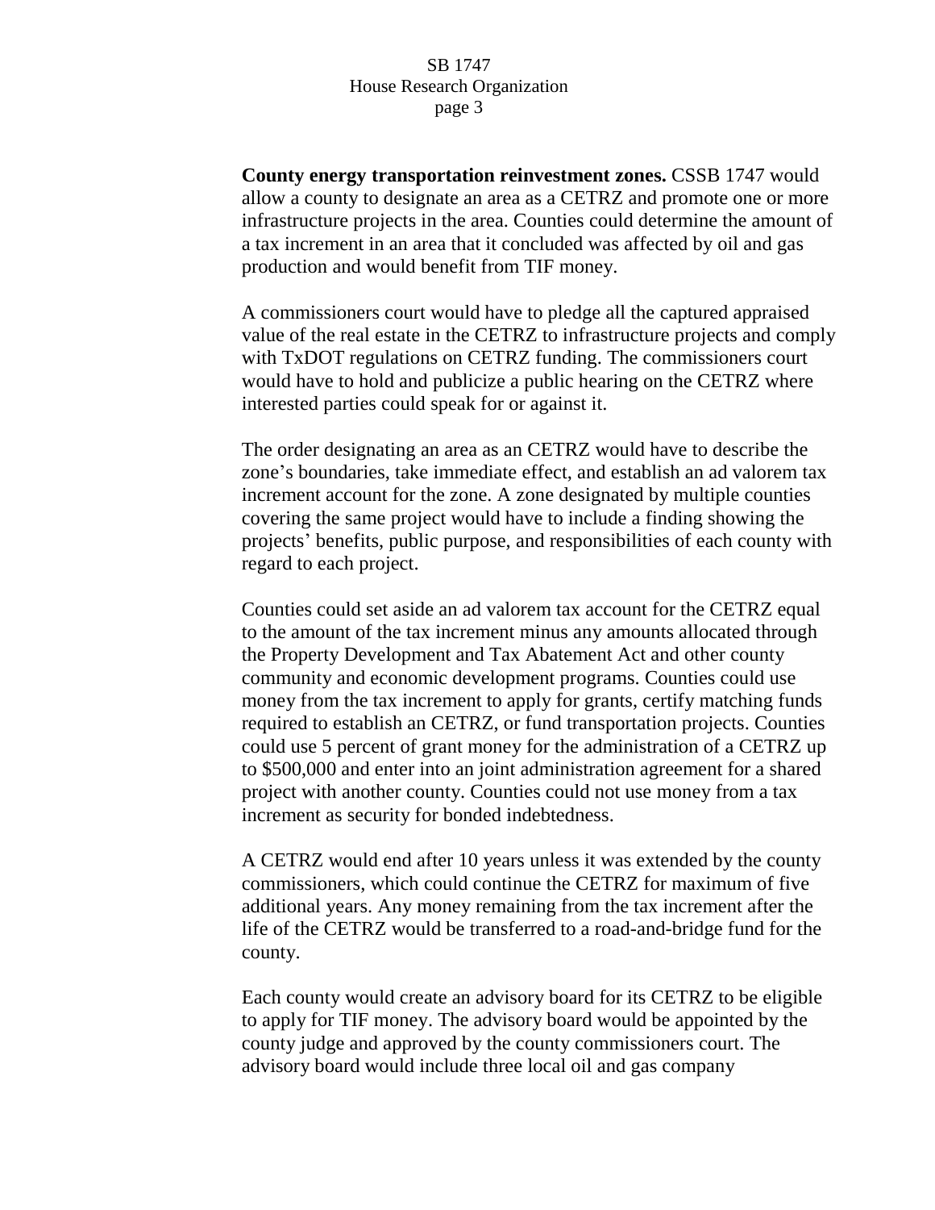**County energy transportation reinvestment zones.** CSSB 1747 would allow a county to designate an area as a CETRZ and promote one or more infrastructure projects in the area. Counties could determine the amount of a tax increment in an area that it concluded was affected by oil and gas production and would benefit from TIF money.

A commissioners court would have to pledge all the captured appraised value of the real estate in the CETRZ to infrastructure projects and comply with TxDOT regulations on CETRZ funding. The commissioners court would have to hold and publicize a public hearing on the CETRZ where interested parties could speak for or against it.

The order designating an area as an CETRZ would have to describe the zone's boundaries, take immediate effect, and establish an ad valorem tax increment account for the zone. A zone designated by multiple counties covering the same project would have to include a finding showing the projects' benefits, public purpose, and responsibilities of each county with regard to each project.

Counties could set aside an ad valorem tax account for the CETRZ equal to the amount of the tax increment minus any amounts allocated through the Property Development and Tax Abatement Act and other county community and economic development programs. Counties could use money from the tax increment to apply for grants, certify matching funds required to establish an CETRZ, or fund transportation projects. Counties could use 5 percent of grant money for the administration of a CETRZ up to $500,000 and enter into an joint administration agreement for a shared project with another county. Counties could not use money from a tax increment as security for bonded indebtedness.

A CETRZ would end after 10 years unless it was extended by the county commissioners, which could continue the CETRZ for maximum of five additional years. Any money remaining from the tax increment after the life of the CETRZ would be transferred to a road-and-bridge fund for the county.

Each county would create an advisory board for its CETRZ to be eligible to apply for TIF money. The advisory board would be appointed by the county judge and approved by the county commissioners court. The advisory board would include three local oil and gas company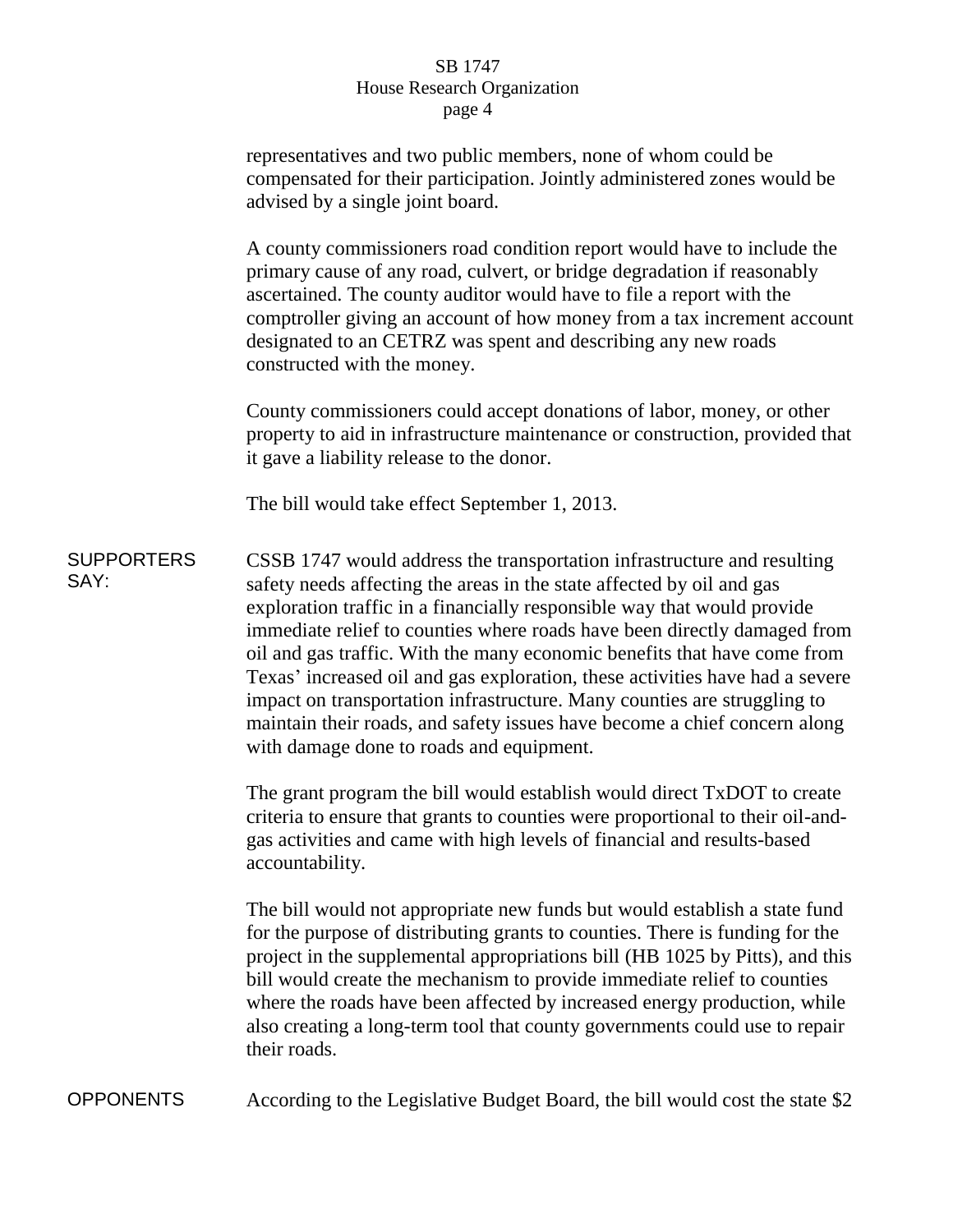representatives and two public members, none of whom could be compensated for their participation. Jointly administered zones would be advised by a single joint board.

A county commissioners road condition report would have to include the primary cause of any road, culvert, or bridge degradation if reasonably ascertained. The county auditor would have to file a report with the comptroller giving an account of how money from a tax increment account designated to an CETRZ was spent and describing any new roads constructed with the money.

County commissioners could accept donations of labor, money, or other property to aid in infrastructure maintenance or construction, provided that it gave a liability release to the donor.

The bill would take effect September 1, 2013.

**SUPPORTERS SAY:**

CSSB 1747 would address the transportation infrastructure and resulting safety needs affecting the areas in the state affected by oil and gas exploration traffic in a financially responsible way that would provide immediate relief to counties where roads have been directly damaged from oil and gas traffic. With the many economic benefits that have come from Texas' increased oil and gas exploration, these activities have had a severe impact on transportation infrastructure. Many counties are struggling to maintain their roads, and safety issues have become a chief concern along with damage done to roads and equipment.

The grant program the bill would establish would direct TxDOT to create criteria to ensure that grants to counties were proportional to their oil-and-gas activities and came with high levels of financial and results-based accountability.

The bill would not appropriate new funds but would establish a state fund for the purpose of distributing grants to counties. There is funding for the project in the supplemental appropriations bill (HB 1025 by Pitts), and this bill would create the mechanism to provide immediate relief to counties where the roads have been affected by increased energy production, while also creating a long-term tool that county governments could use to repair their roads.

**OPPONENTS**

According to the Legislative Budget Board, the bill would cost the state $2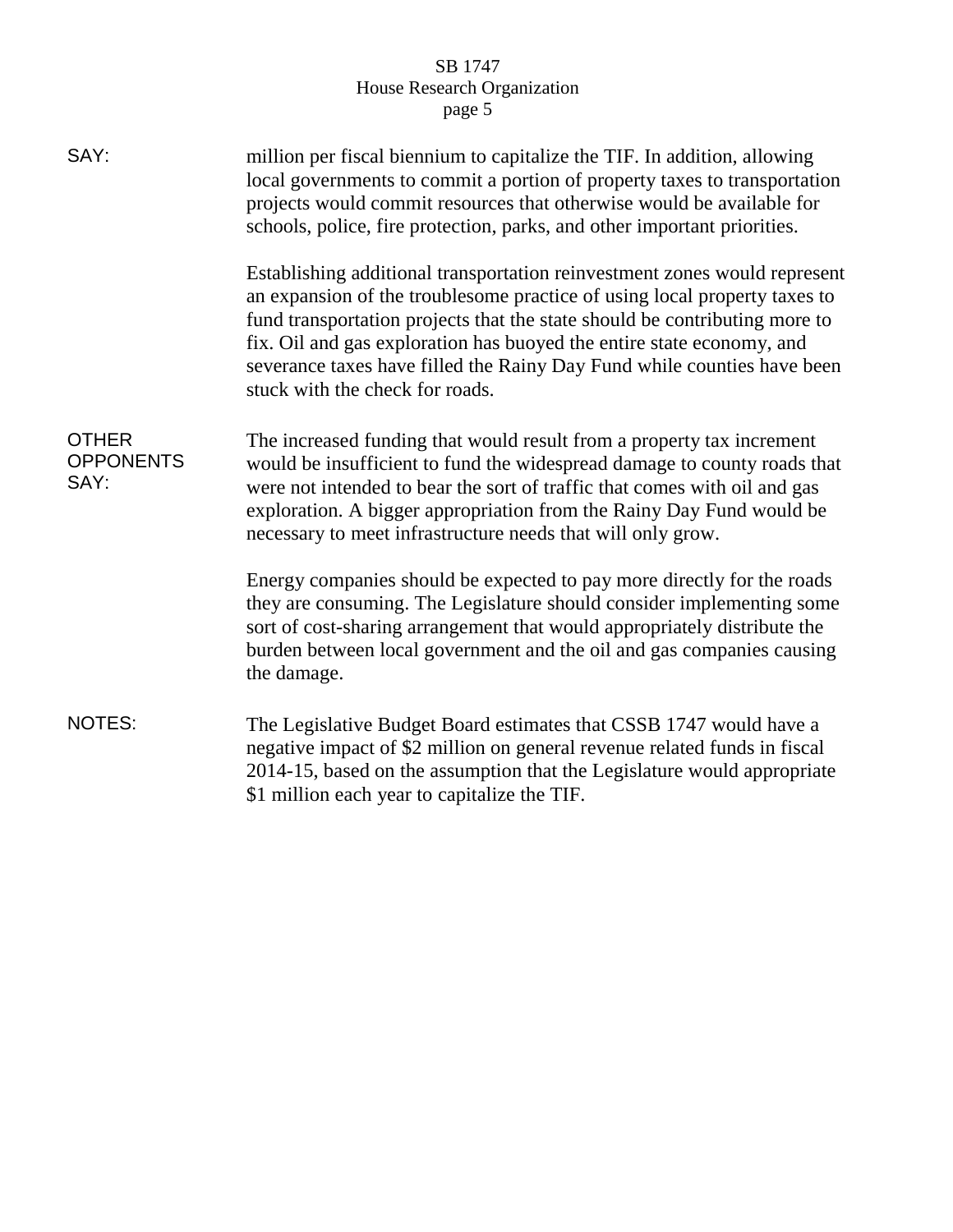SAY: million per fiscal biennium to capitalize the TIF. In addition, allowing local governments to commit a portion of property taxes to transportation projects would commit resources that otherwise would be available for schools, police, fire protection, parks, and other important priorities.

Establishing additional transportation reinvestment zones would represent an expansion of the troublesome practice of using local property taxes to fund transportation projects that the state should be contributing more to fix. Oil and gas exploration has buoyed the entire state economy, and severance taxes have filled the Rainy Day Fund while counties have been stuck with the check for roads.

**OTHER OPPONENTS SAY:** The increased funding that would result from a property tax increment would be insufficient to fund the widespread damage to county roads that were not intended to bear the sort of traffic that comes with oil and gas exploration. A bigger appropriation from the Rainy Day Fund would be necessary to meet infrastructure needs that will only grow.

Energy companies should be expected to pay more directly for the roads they are consuming. The Legislature should consider implementing some sort of cost-sharing arrangement that would appropriately distribute the burden between local government and the oil and gas companies causing the damage.

**NOTES:** The Legislative Budget Board estimates that CSSB 1747 would have a negative impact of $2 million on general revenue related funds in fiscal 2014-15, based on the assumption that the Legislature would appropriate $1 million each year to capitalize the TIF.